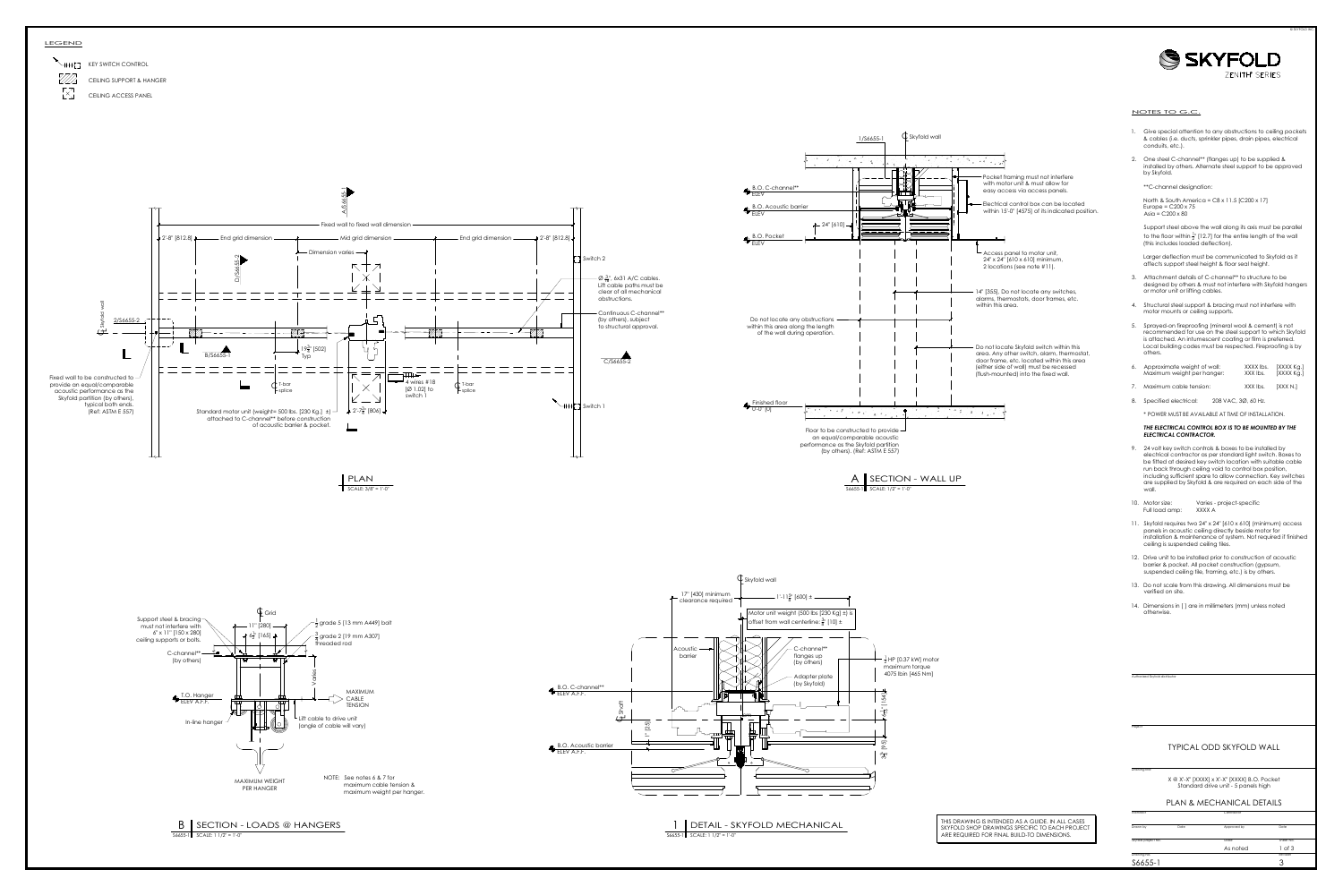# LEGEND

- KEY SWITCH CONTROL
- CEILING SUPPORT & HANGER
- CEILING ACCESS PANEL

**SKYFOLD**
ZENITH SERIES

## NOTES TO G.C.

1. Give special attention to any obstructions to ceiling pockets & cables (i.e. ducts, sprinkler pipes, drain pipes, electrical conduits, etc.).
2. One steel C-channel** (flanges up) to be supplied & installed by others. Alternate steel support to be approved by Skyfold.

   **C-channel designation:

   North & South America = C8 x 11.5 [C200 x 17]
   Europe = C200 x 75
   Asia = C200 x 80

   Support steel above the wall along its axis must be parallel to the floor within 1/2" [12.7] for the entire length of the wall (this includes loaded deflection).

   Larger deflection must be communicated to Skyfold as it affects support steel height & floor seal height.
3. Attachment details of C-channel** to structure to be designed by others & must not interfere with Skyfold hangers or motor unit or lifting cables.
4. Structural steel support & bracing must not interfere with motor mounts or ceiling supports.
5. Sprayed-on fireproofing (mineral wool & cement) is not recommended for use on the steel support to which Skyfold is attached. An intumescent coating or film is preferred. Local building codes must be respected. Fireproofing is by others.
6. Approximate weight of wall: XXXX lbs. [XXXX Kg.]
   Maximum weight per hanger: XXX lbs. [XXXX Kg.]
7. Maximum cable tension: XXX lbs. [XXX N.]
8. Specified electrical: 208 VAC, 3Ø, 60 Hz.

   * POWER MUST BE AVAILABLE AT TIME OF INSTALLATION.

   ***THE ELECTRICAL CONTROL BOX IS TO BE MOUNTED BY THE ELECTRICAL CONTRACTOR.***
9. 24 volt key switch controls & boxes to be installed by electrical contractor as per standard light switch. Boxes to be fitted at desired key switch location with suitable cable run back through ceiling void to control box position, including sufficient spare to allow connection. Key switches are supplied by Skyfold & are required on each side of the wall.
10. Motor size: Varies - project-specific
    Full load amp: XXXX A
11. Skyfold requires two 24" x 24" [610 x 610] (minimum) access panels in acoustic ceiling directly beside motor for installation & maintenance of system. Not required if finished ceiling is suspended ceiling tiles.
12. Drive unit to be installed prior to construction of acoustic barrier & pocket. All pocket construction (gypsum, suspended ceiling tile, framing, etc.) is by others.
13. Do not scale from this drawing. All dimensions must be verified on site.
14. Dimensions in [ ] are in millimeters (mm) unless noted otherwise.

## PLAN
SCALE: 3/8" = 1'-0"

Fixed wall to fixed wall dimension; 2'-8" [812.8]; End grid dimension; Mid grid dimension; End grid dimension; 2'-8" [812.8]; Dimension varies; A/S6655-1; D/S6655-2; 2/S6655-2; B/S6655-1; C/S6655-2; Skyfold wall; 19 3/4" [502] Typ; T-bar splice; 2'-7 3/4" [806]; Switch 1; Switch 2; 4 wires #18 [Ø 1.02] to switch 1.

- Ø 3/8", 6x31 A/C cables. Lift cable paths must be clear of all mechanical obstructions.
- Continuous C-channel** (by others), subject to structural approval.
- Fixed wall to be constructed to provide an equal/comparable acoustic performance as the Skyfold partition (by others), typical both ends. (Ref: ASTM E 557)
- Standard motor unit (weight= 500 lbs. [230 Kg.] ±) attached to C-channel** before construction of acoustic barrier & pocket.

## A | SECTION - WALL UP
S6655-1 | SCALE: 1/2" = 1'-0"

1/S6655-1; Skyfold wall; B.O. C-channel** ELEV; B.O. Acoustic barrier ELEV; B.O. Pocket ELEV; 24" [610]; Finished floor 0'-0" [0]

- Pocket framing must not interfere with motor unit & must allow for easy access via access panels.
- Electrical control box can be located within 15'-0" [4575] of its indicated position.
- Access panel to motor unit, 24" x 24" [610 x 610] minimum, 2 locations (see note #11).
- 14" [355]. Do not locate any switches, alarms, thermostats, door frames, etc. within this area.
- Do not locate any obstructions within this area along the length of the wall during operation.
- Do not locate Skyfold switch within this area. Any other switch, alarm, thermostat, door frame, etc. located within this area (either side of wall) must be recessed (flush-mounted) into the fixed wall.
- Floor to be constructed to provide an equal/comparable acoustic performance as the Skyfold partition (by others). (Ref: ASTM E 557)

## B | SECTION - LOADS @ HANGERS
S6655-1 | SCALE: 1 1/2" = 1'-0"

Grid; 11" [280]; 6 1/2" [165]; Varies; T.O. Hanger ELEV A.F.F.

- Support steel & bracing must not interfere with 6" x 11" [150 x 280] ceiling supports or bolts.
- C-channel** (by others)
- 1/2" grade 5 [13 mm A449] bolt
- 3/4" grade 2 [19 mm A307] threaded rod
- In-line hanger
- Lift cable to drive unit (angle of cable will vary)
- MAXIMUM CABLE TENSION
- MAXIMUM WEIGHT PER HANGER

NOTE: See notes 6 & 7 for maximum cable tension & maximum weight per hanger.

## 1 | DETAIL - SKYFOLD MECHANICAL
S6655-1 | SCALE: 1 1/2" = 1'-0"

Skyfold wall; 17" [430] minimum clearance required; 1'-11 5/8" [600] ±; Motor unit weight (500 lbs [230 Kg] ±) is offset from wall centerline: 3/8" [10] ±; Acoustic barrier; C-channel** flanges up (by others); Adapter plate (by Skyfold); 1/2 HP (0.37 kW) motor maximum torque 4075 lbin [465 Nm]; B.O. C-channel** ELEV A.F.F.; B.O. Acoustic barrier ELEV A.F.F.; Shaft; 1" [25]; 6 1/8" [154]; 3/8" [9.5]

THIS DRAWING IS INTENDED AS A GUIDE. IN ALL CASES SKYFOLD SHOP DRAWINGS SPECIFIC TO EACH PROJECT ARE REQUIRED FOR FINAL BUILD-TO DIMENSIONS.

Authorized Skyfold distributor

Project

# TYPICAL ODD SKYFOLD WALL

X @ X'-X" [XXXX] x X'-X" [XXXX] B.O. Pocket
Standard drive unit - 5 panels high

## PLAN & MECHANICAL DETAILS

| Drawn by | Date | Approved by | Date |
|---|---|---|---|
| Skyfold project no. | | Scale | Sheet no. |
| | | As noted | 1 of 3 |
| Drawing no. | | | Revision |
| S6655-1 | | | 3 |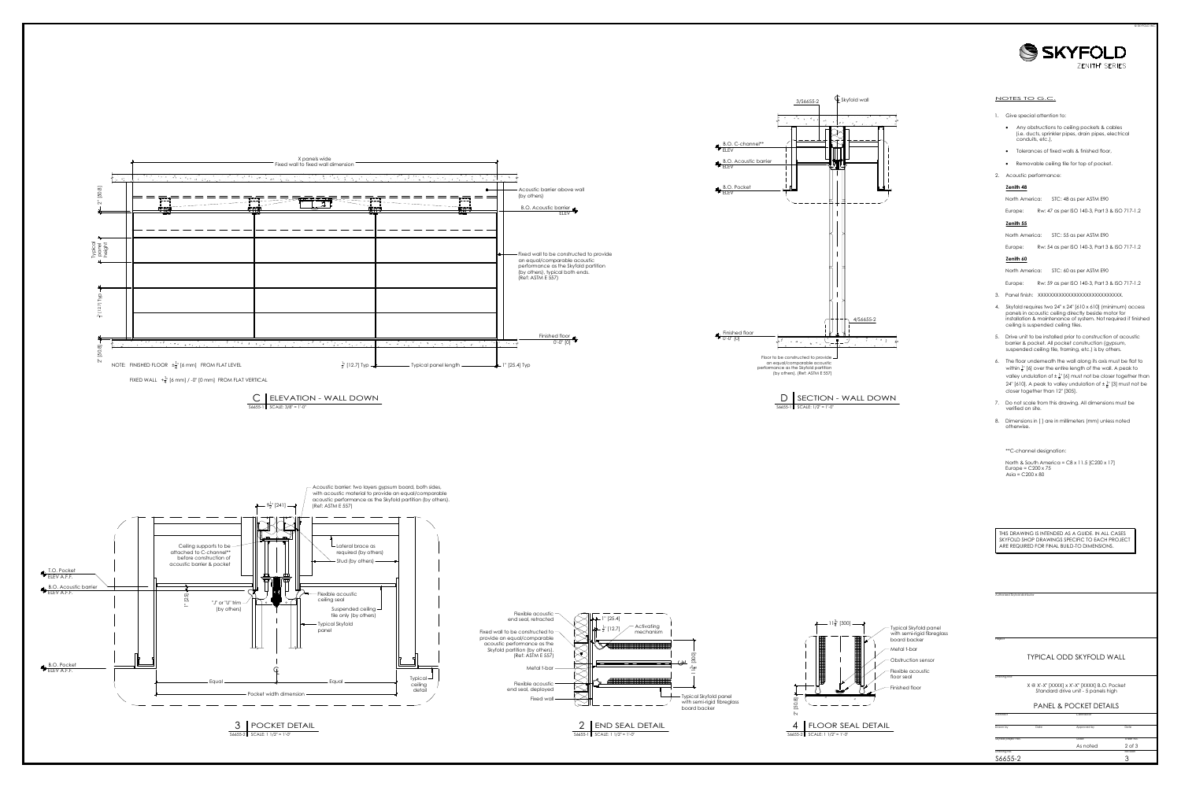SKYFOLD
ZENITH SERIES

## NOTES TO G.C.

1. Give special attention to:
   - Any obstructions to ceiling pockets & cables (i.e. ducts, sprinkler pipes, drain pipes, electrical conduits, etc.).
   - Tolerances of fixed walls & finished floor.
   - Removable ceiling tile for top of pocket.
2. Acoustic performance:

   **Zenith 48**

   North America: STC: 48 as per ASTM E90

   Europe: Rw: 47 as per ISO 140-3, Part 3 & ISO 717-1.2

   **Zenith 55**

   North America: STC: 55 as per ASTM E90

   Europe: Rw: 54 as per ISO 140-3, Part 3 & ISO 717-1.2

   **Zenith 60**

   North America: STC: 60 as per ASTM E90

   Europe: Rw: 59 as per ISO 140-3, Part 3 & ISO 717-1.2
3. Panel finish: XXXXXXXXXXXXXXXXXXXXXXXXXX.
4. Skyfold requires two 24" x 24" [610 x 610] (minimum) access panels in acoustic ceiling directly beside motor for installation & maintenance of system. Not required if finished ceiling is suspended ceiling tiles.
5. Drive unit to be installed prior to construction of acoustic barrier & pocket. All pocket construction (gypsum, suspended ceiling tile, framing, etc.) is by others.
6. The floor underneath the wall along its axis must be flat to within $\frac{1}{4}$" [6] over the entire length of the wall. A peak to valley undulation of $\pm\frac{1}{4}$" [6] must not be closer together than 24" [610]. A peak to valley undulation of $\pm\frac{1}{8}$" [3] must not be closer together than 12" [305].
7. Do not scale from this drawing. All dimensions must be verified on site.
8. Dimensions in [ ] are in millimeters (mm) unless noted otherwise.

**C-channel designation:

North & South America = C8 x 11.5 [C200 x 17]
Europe = C200 x 75
Asia = C200 x 80

THIS DRAWING IS INTENDED AS A GUIDE. IN ALL CASES SKYFOLD SHOP DRAWINGS SPECIFIC TO EACH PROJECT ARE REQUIRED FOR FINAL BUILD-TO DIMENSIONS.

X panels wide
Fixed wall to fixed wall dimension
2" [50.8]
Typical panel height
$\frac{1}{2}$" [12.7] Typ
2" [50.8]
Acoustic barrier above wall (by others)
B.O. Acoustic barrier ELEV
Fixed wall to be constructed to provide an equal/comparable acoustic performance as the Skyfold partition (by others), typical both ends. (Ref: ASTM E 557)
Finished floor 0'-0" [0]
$\frac{1}{2}$" [12.7] Typ
Typical panel length
1" [25.4] Typ
NOTE: FINISHED FLOOR $\pm\frac{1}{4}$" [6 mm] FROM FLAT LEVEL
FIXED WALL $+\frac{1}{4}$" [6 mm] / -0" [0 mm] FROM FLAT VERTICAL

C | ELEVATION - WALL DOWN
S6655-1 | SCALE: 3/8" = 1'-0"

3/S6655-2
Skyfold wall
B.O. C-channel** ELEV
B.O. Acoustic barrier ELEV
B.O. Pocket ELEV
4/S6655-2
Finished floor 0'-0" [0]
Floor to be constructed to provide an equal/comparable acoustic performance as the Skyfold partition (by others). (Ref: ASTM E 557)

D | SECTION - WALL DOWN
S6655-1 | SCALE: 1/2" = 1'-0"

Acoustic barrier: two layers gypsum board, both sides, with acoustic material to provide an equal/comparable acoustic performance as the Skyfold partition (by others). (Ref: ASTM E 557)
$9\frac{1}{2}$" [241]
Ceiling supports to be attached to C-channel** before construction of acoustic barrier & pocket
Lateral brace as required (by others)
Stud (by others)
T.O. Pocket ELEV A.F.F.
B.O. Acoustic barrier ELEV A.F.F.
1" [25]
"J" or "U" trim (by others)
Flexible acoustic ceiling seal
Suspended ceiling tile only (by others)
Typical Skyfold panel
B.O. Pocket ELEV A.F.F.
Equal
Equal
Pocket width dimension
Typical ceiling detail

3 | POCKET DETAIL
S6655-2 | SCALE: 1 1/2" = 1'-0"

Flexible acoustic end seal, retracted
Fixed wall to be constructed to provide an equal/comparable acoustic performance as the Skyfold partition (by others). (Ref: ASTM E 557)
Metal t-bar
Flexible acoustic end seal, deployed
Fixed wall
1" [25.4]
$\frac{1}{2}$" [12.7]
Activating mechanism
$1\frac{3}{16}$" [30]
Typical Skyfold panel with semi-rigid fibreglass board backer

2 | END SEAL DETAIL
S6655-1 | SCALE: 1 1/2" = 1'-0"

$11\frac{7}{8}$" [300]
Typical Skyfold panel with semi-rigid fibreglass board backer
Metal t-bar
Obstruction sensor
Flexible acoustic floor seal
Finished floor
2" [50.8]

4 | FLOOR SEAL DETAIL
S6655-2 | SCALE: 1 1/2" = 1'-0"

Authorized Skyfold distributor

Project

TYPICAL ODD SKYFOLD WALL

Drawing title

X @ X'-X" [XXXX] x X'-X" [XXXX] B.O. Pocket
Standard drive unit - 5 panels high

PANEL & POCKET DETAILS

| Drawn by | Date | Approved by | Date |
|---|---|---|---|
| Skyfold project no. | | Scale | Sheet no. |
| | | As noted | 2 of 3 |
| Drawing no. | | | Revision |
| S6655-2 | | | 3 |